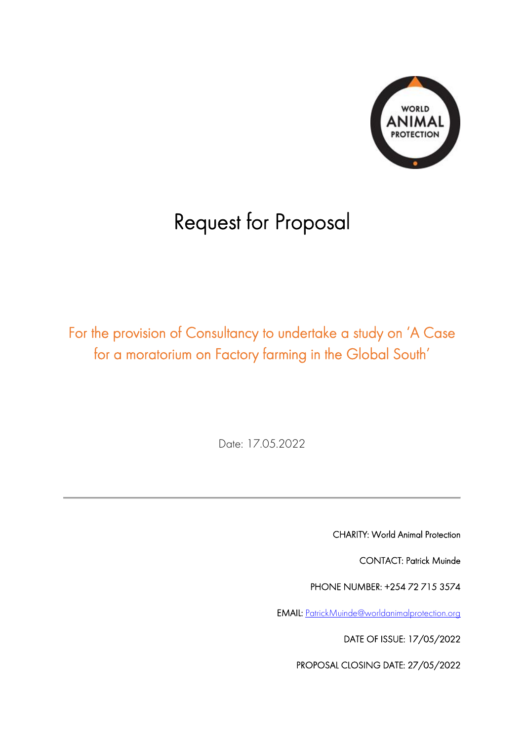WORLD ANIMAL PROTECTION

# Request for Proposal

## For the provision of Consultancy to undertake a study on 'A Case for a moratorium on Factory farming in the Global South'

Date: 17.05.2022

---

CHARITY: World Animal Protection

CONTACT: Patrick Muinde

PHONE NUMBER: +254 72 715 3574

EMAIL: PatrickMuinde@worldanimalprotection.org

DATE OF ISSUE: 17/05/2022

PROPOSAL CLOSING DATE: 27/05/2022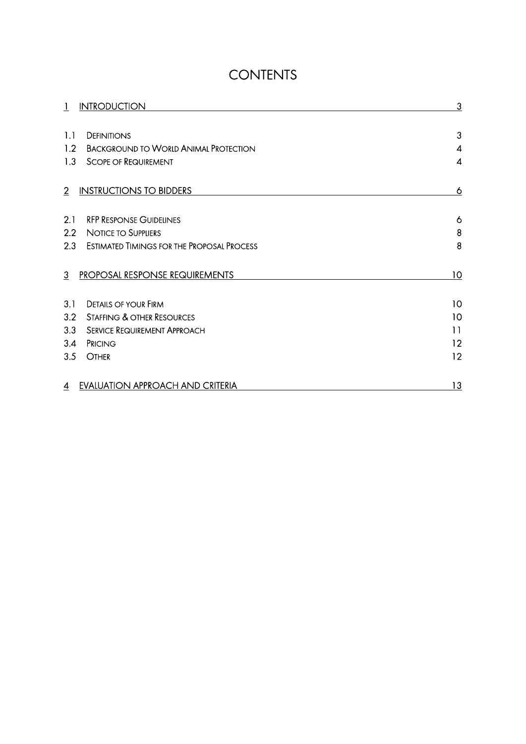# CONTENTS

| | | |
|---|---|---|
| 1 | INTRODUCTION | 3 |
| 1.1 | DEFINITIONS | 3 |
| 1.2 | BACKGROUND TO WORLD ANIMAL PROTECTION | 4 |
| 1.3 | SCOPE OF REQUIREMENT | 4 |
| 2 | INSTRUCTIONS TO BIDDERS | 6 |
| 2.1 | RFP RESPONSE GUIDELINES | 6 |
| 2.2 | NOTICE TO SUPPLIERS | 8 |
| 2.3 | ESTIMATED TIMINGS FOR THE PROPOSAL PROCESS | 8 |
| 3 | PROPOSAL RESPONSE REQUIREMENTS | 10 |
| 3.1 | DETAILS OF YOUR FIRM | 10 |
| 3.2 | STAFFING & OTHER RESOURCES | 10 |
| 3.3 | SERVICE REQUIREMENT APPROACH | 11 |
| 3.4 | PRICING | 12 |
| 3.5 | OTHER | 12 |
| 4 | EVALUATION APPROACH AND CRITERIA | 13 |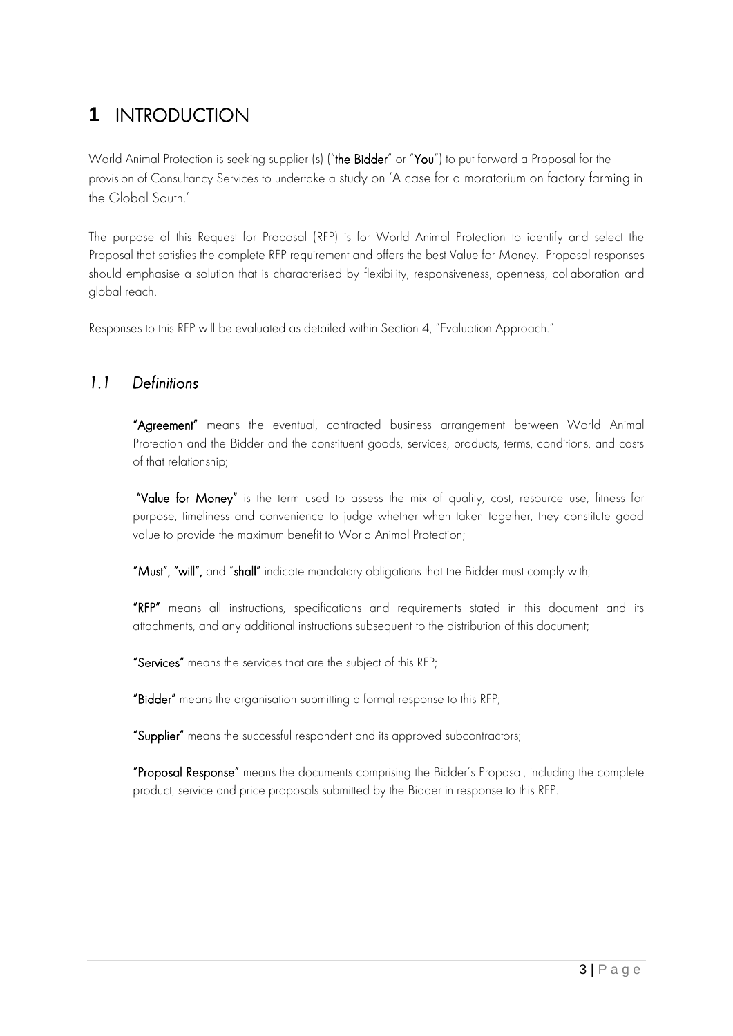# 1 INTRODUCTION

World Animal Protection is seeking supplier (s) ("**the Bidder**" or "**You**") to put forward a Proposal for the provision of Consultancy Services to undertake a study on 'A case for a moratorium on factory farming in the Global South.'

The purpose of this Request for Proposal (RFP) is for World Animal Protection to identify and select the Proposal that satisfies the complete RFP requirement and offers the best Value for Money. Proposal responses should emphasise a solution that is characterised by flexibility, responsiveness, openness, collaboration and global reach.

Responses to this RFP will be evaluated as detailed within Section 4, "Evaluation Approach."

## *1.1 Definitions*

**"Agreement"** means the eventual, contracted business arrangement between World Animal Protection and the Bidder and the constituent goods, services, products, terms, conditions, and costs of that relationship;

**"Value for Money"** is the term used to assess the mix of quality, cost, resource use, fitness for purpose, timeliness and convenience to judge whether when taken together, they constitute good value to provide the maximum benefit to World Animal Protection;

**"Must", "will",** and "**shall"** indicate mandatory obligations that the Bidder must comply with;

**"RFP"** means all instructions, specifications and requirements stated in this document and its attachments, and any additional instructions subsequent to the distribution of this document;

**"Services"** means the services that are the subject of this RFP;

**"Bidder"** means the organisation submitting a formal response to this RFP;

**"Supplier"** means the successful respondent and its approved subcontractors;

**"Proposal Response"** means the documents comprising the Bidder's Proposal, including the complete product, service and price proposals submitted by the Bidder in response to this RFP.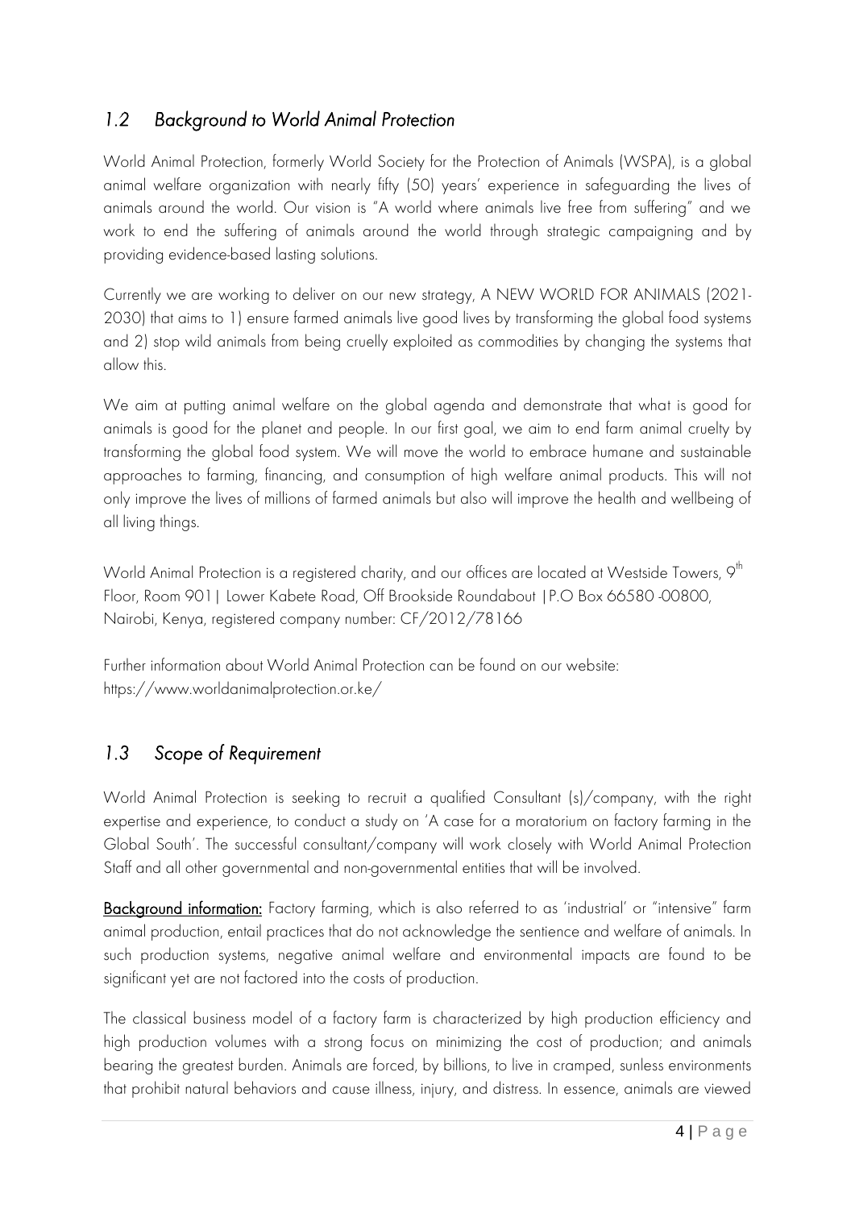## *1.2 Background to World Animal Protection*

World Animal Protection, formerly World Society for the Protection of Animals (WSPA), is a global animal welfare organization with nearly fifty (50) years' experience in safeguarding the lives of animals around the world. Our vision is "A world where animals live free from suffering" and we work to end the suffering of animals around the world through strategic campaigning and by providing evidence-based lasting solutions.

Currently we are working to deliver on our new strategy, A NEW WORLD FOR ANIMALS (2021-2030) that aims to 1) ensure farmed animals live good lives by transforming the global food systems and 2) stop wild animals from being cruelly exploited as commodities by changing the systems that allow this.

We aim at putting animal welfare on the global agenda and demonstrate that what is good for animals is good for the planet and people. In our first goal, we aim to end farm animal cruelty by transforming the global food system. We will move the world to embrace humane and sustainable approaches to farming, financing, and consumption of high welfare animal products. This will not only improve the lives of millions of farmed animals but also will improve the health and wellbeing of all living things.

World Animal Protection is a registered charity, and our offices are located at Westside Towers, 9th Floor, Room 901| Lower Kabete Road, Off Brookside Roundabout |P.O Box 66580 -00800, Nairobi, Kenya, registered company number: CF/2012/78166

Further information about World Animal Protection can be found on our website: https://www.worldanimalprotection.or.ke/

## *1.3 Scope of Requirement*

World Animal Protection is seeking to recruit a qualified Consultant (s)/company, with the right expertise and experience, to conduct a study on 'A case for a moratorium on factory farming in the Global South'. The successful consultant/company will work closely with World Animal Protection Staff and all other governmental and non-governmental entities that will be involved.

**Background information:** Factory farming, which is also referred to as 'industrial' or "intensive" farm animal production, entail practices that do not acknowledge the sentience and welfare of animals. In such production systems, negative animal welfare and environmental impacts are found to be significant yet are not factored into the costs of production.

The classical business model of a factory farm is characterized by high production efficiency and high production volumes with a strong focus on minimizing the cost of production; and animals bearing the greatest burden. Animals are forced, by billions, to live in cramped, sunless environments that prohibit natural behaviors and cause illness, injury, and distress. In essence, animals are viewed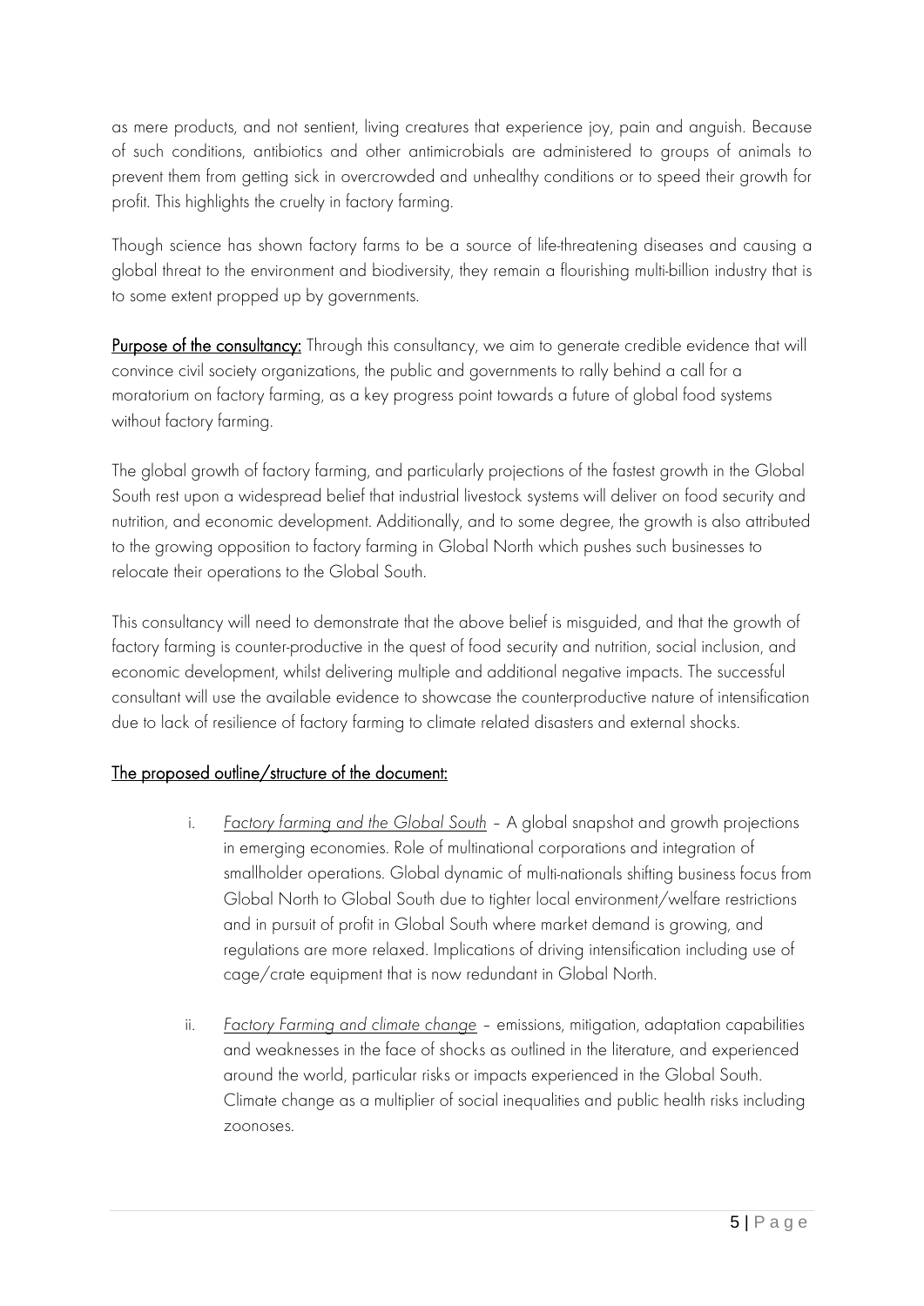as mere products, and not sentient, living creatures that experience joy, pain and anguish. Because of such conditions, antibiotics and other antimicrobials are administered to groups of animals to prevent them from getting sick in overcrowded and unhealthy conditions or to speed their growth for profit. This highlights the cruelty in factory farming.

Though science has shown factory farms to be a source of life-threatening diseases and causing a global threat to the environment and biodiversity, they remain a flourishing multi-billion industry that is to some extent propped up by governments.

**Purpose of the consultancy:** Through this consultancy, we aim to generate credible evidence that will convince civil society organizations, the public and governments to rally behind a call for a moratorium on factory farming, as a key progress point towards a future of global food systems without factory farming.

The global growth of factory farming, and particularly projections of the fastest growth in the Global South rest upon a widespread belief that industrial livestock systems will deliver on food security and nutrition, and economic development. Additionally, and to some degree, the growth is also attributed to the growing opposition to factory farming in Global North which pushes such businesses to relocate their operations to the Global South.

This consultancy will need to demonstrate that the above belief is misguided, and that the growth of factory farming is counter-productive in the quest of food security and nutrition, social inclusion, and economic development, whilst delivering multiple and additional negative impacts. The successful consultant will use the available evidence to showcase the counterproductive nature of intensification due to lack of resilience of factory farming to climate related disasters and external shocks.

## The proposed outline/structure of the document:

i. *Factory farming and the Global South* – A global snapshot and growth projections in emerging economies. Role of multinational corporations and integration of smallholder operations. Global dynamic of multi-nationals shifting business focus from Global North to Global South due to tighter local environment/welfare restrictions and in pursuit of profit in Global South where market demand is growing, and regulations are more relaxed. Implications of driving intensification including use of cage/crate equipment that is now redundant in Global North.

ii. *Factory Farming and climate change* – emissions, mitigation, adaptation capabilities and weaknesses in the face of shocks as outlined in the literature, and experienced around the world, particular risks or impacts experienced in the Global South. Climate change as a multiplier of social inequalities and public health risks including zoonoses.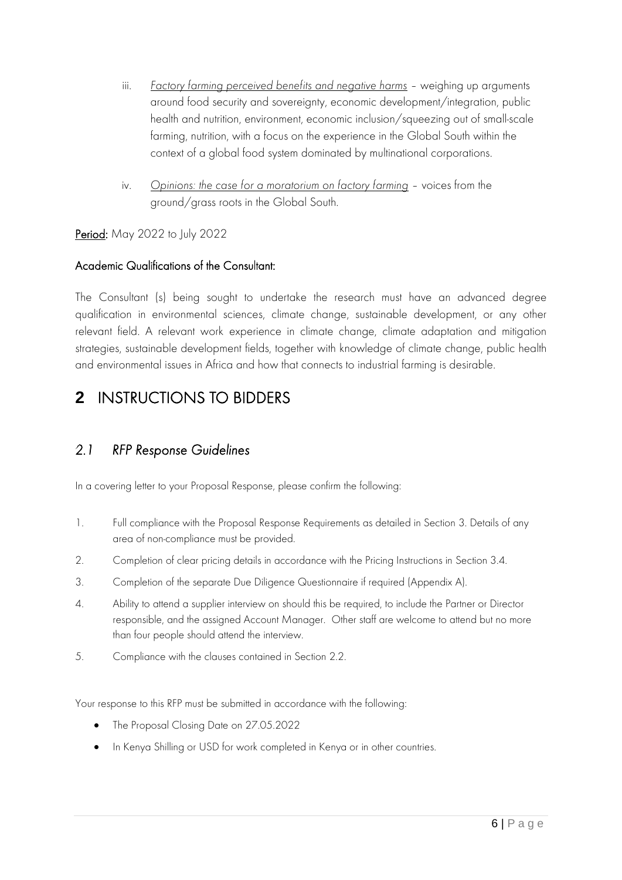iii. *Factory farming perceived benefits and negative harms* – weighing up arguments around food security and sovereignty, economic development/integration, public health and nutrition, environment, economic inclusion/squeezing out of small-scale farming, nutrition, with a focus on the experience in the Global South within the context of a global food system dominated by multinational corporations.

iv. *Opinions: the case for a moratorium on factory farming* – voices from the ground/grass roots in the Global South.

**Period:** May 2022 to July 2022

**Academic Qualifications of the Consultant:**

The Consultant (s) being sought to undertake the research must have an advanced degree qualification in environmental sciences, climate change, sustainable development, or any other relevant field. A relevant work experience in climate change, climate adaptation and mitigation strategies, sustainable development fields, together with knowledge of climate change, public health and environmental issues in Africa and how that connects to industrial farming is desirable.

# 2 INSTRUCTIONS TO BIDDERS

## *2.1 RFP Response Guidelines*

In a covering letter to your Proposal Response, please confirm the following:

1. Full compliance with the Proposal Response Requirements as detailed in Section 3. Details of any area of non-compliance must be provided.
2. Completion of clear pricing details in accordance with the Pricing Instructions in Section 3.4.
3. Completion of the separate Due Diligence Questionnaire if required (Appendix A).
4. Ability to attend a supplier interview on should this be required, to include the Partner or Director responsible, and the assigned Account Manager. Other staff are welcome to attend but no more than four people should attend the interview.
5. Compliance with the clauses contained in Section 2.2.

Your response to this RFP must be submitted in accordance with the following:

- The Proposal Closing Date on 27.05.2022
- In Kenya Shilling or USD for work completed in Kenya or in other countries.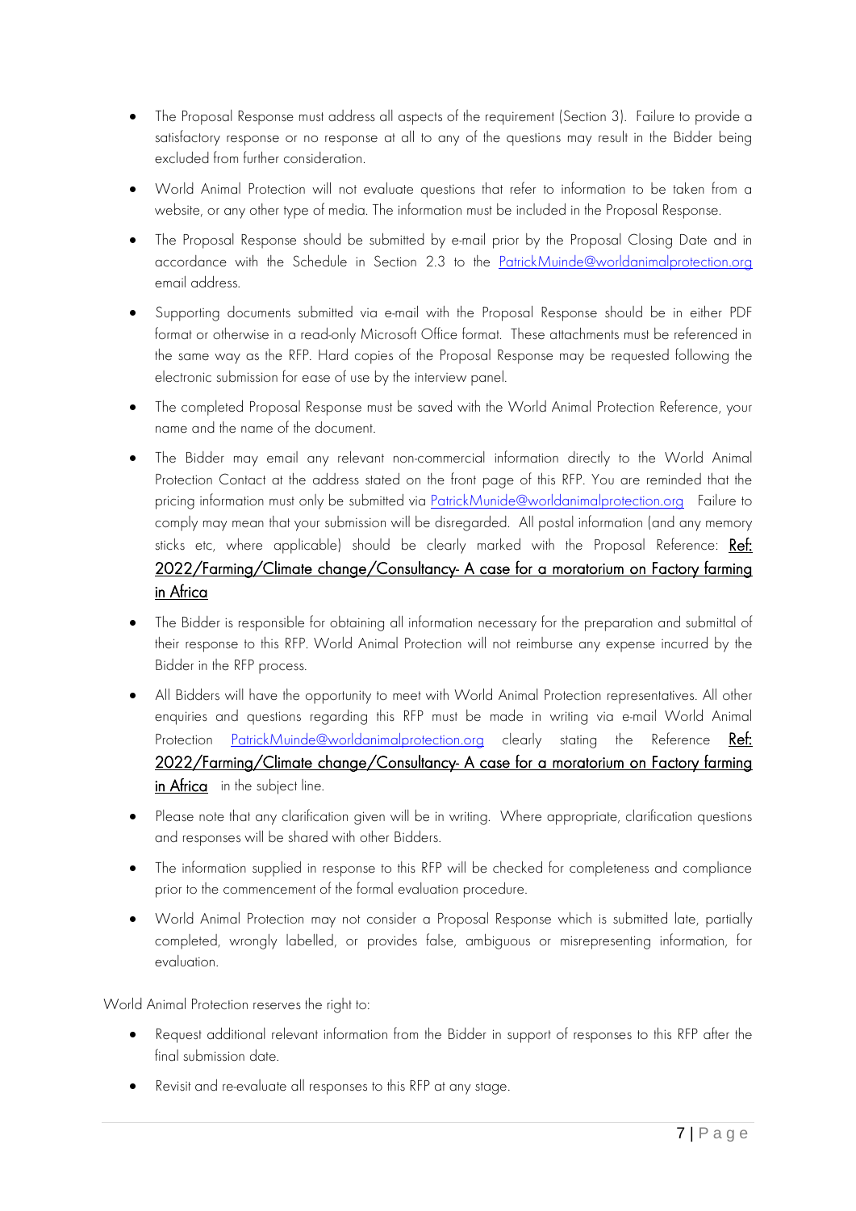- The Proposal Response must address all aspects of the requirement (Section 3). Failure to provide a satisfactory response or no response at all to any of the questions may result in the Bidder being excluded from further consideration.

- World Animal Protection will not evaluate questions that refer to information to be taken from a website, or any other type of media. The information must be included in the Proposal Response.

- The Proposal Response should be submitted by e-mail prior by the Proposal Closing Date and in accordance with the Schedule in Section 2.3 to the [PatrickMuinde@worldanimalprotection.org](mailto:PatrickMuinde@worldanimalprotection.org) email address.

- Supporting documents submitted via e-mail with the Proposal Response should be in either PDF format or otherwise in a read-only Microsoft Office format. These attachments must be referenced in the same way as the RFP. Hard copies of the Proposal Response may be requested following the electronic submission for ease of use by the interview panel.

- The completed Proposal Response must be saved with the World Animal Protection Reference, your name and the name of the document.

- The Bidder may email any relevant non-commercial information directly to the World Animal Protection Contact at the address stated on the front page of this RFP. You are reminded that the pricing information must only be submitted via [PatrickMuinde@worldanimalprotection.org](mailto:PatrickMuinde@worldanimalprotection.org) Failure to comply may mean that your submission will be disregarded. All postal information (and any memory sticks etc, where applicable) should be clearly marked with the Proposal Reference: **Ref:** 2022/Farming/Climate change/Consultancy- A case for a moratorium on Factory farming in Africa

- The Bidder is responsible for obtaining all information necessary for the preparation and submittal of their response to this RFP. World Animal Protection will not reimburse any expense incurred by the Bidder in the RFP process.

- All Bidders will have the opportunity to meet with World Animal Protection representatives. All other enquiries and questions regarding this RFP must be made in writing via e-mail World Animal Protection [PatrickMuinde@worldanimalprotection.org](mailto:PatrickMuinde@worldanimalprotection.org) clearly stating the Reference **Ref:** 2022/Farming/Climate change/Consultancy- A case for a moratorium on Factory farming in Africa in the subject line.

- Please note that any clarification given will be in writing. Where appropriate, clarification questions and responses will be shared with other Bidders.

- The information supplied in response to this RFP will be checked for completeness and compliance prior to the commencement of the formal evaluation procedure.

- World Animal Protection may not consider a Proposal Response which is submitted late, partially completed, wrongly labelled, or provides false, ambiguous or misrepresenting information, for evaluation.

World Animal Protection reserves the right to:

- Request additional relevant information from the Bidder in support of responses to this RFP after the final submission date.

- Revisit and re-evaluate all responses to this RFP at any stage.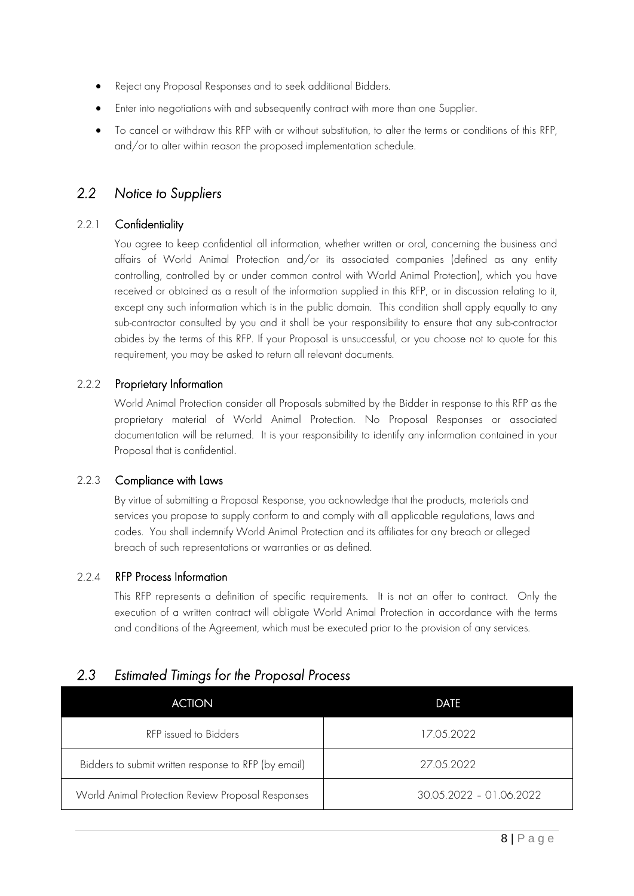- Reject any Proposal Responses and to seek additional Bidders.
- Enter into negotiations with and subsequently contract with more than one Supplier.
- To cancel or withdraw this RFP with or without substitution, to alter the terms or conditions of this RFP, and/or to alter within reason the proposed implementation schedule.

## *2.2 Notice to Suppliers*

### 2.2.1 Confidentiality

You agree to keep confidential all information, whether written or oral, concerning the business and affairs of World Animal Protection and/or its associated companies (defined as any entity controlling, controlled by or under common control with World Animal Protection), which you have received or obtained as a result of the information supplied in this RFP, or in discussion relating to it, except any such information which is in the public domain. This condition shall apply equally to any sub-contractor consulted by you and it shall be your responsibility to ensure that any sub-contractor abides by the terms of this RFP. If your Proposal is unsuccessful, or you choose not to quote for this requirement, you may be asked to return all relevant documents.

### 2.2.2 Proprietary Information

World Animal Protection consider all Proposals submitted by the Bidder in response to this RFP as the proprietary material of World Animal Protection. No Proposal Responses or associated documentation will be returned. It is your responsibility to identify any information contained in your Proposal that is confidential.

### 2.2.3 Compliance with Laws

By virtue of submitting a Proposal Response, you acknowledge that the products, materials and services you propose to supply conform to and comply with all applicable regulations, laws and codes. You shall indemnify World Animal Protection and its affiliates for any breach or alleged breach of such representations or warranties or as defined.

### 2.2.4 RFP Process Information

This RFP represents a definition of specific requirements. It is not an offer to contract. Only the execution of a written contract will obligate World Animal Protection in accordance with the terms and conditions of the Agreement, which must be executed prior to the provision of any services.

## *2.3 Estimated Timings for the Proposal Process*

| ACTION | DATE |
| --- | --- |
| RFP issued to Bidders | 17.05.2022 |
| Bidders to submit written response to RFP (by email) | 27.05.2022 |
| World Animal Protection Review Proposal Responses | 30.05.2022 – 01.06.2022 |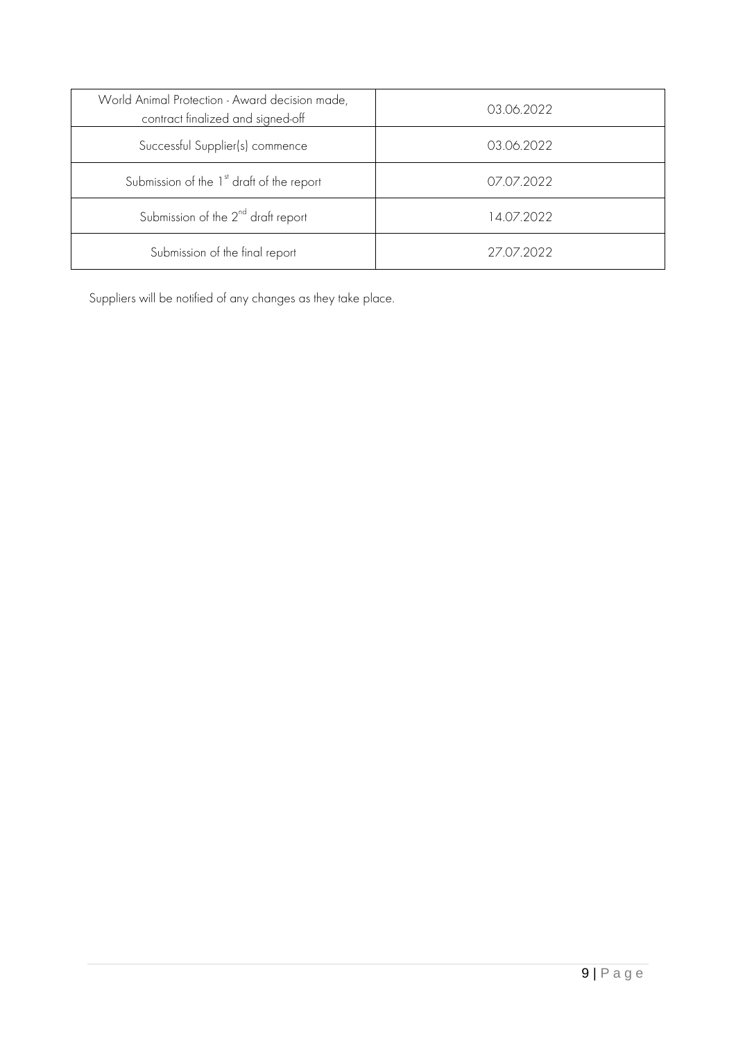| | |
|---|---|
| World Animal Protection - Award decision made, contract finalized and signed-off | 03.06.2022 |
| Successful Supplier(s) commence | 03.06.2022 |
| Submission of the 1st draft of the report | 07.07.2022 |
| Submission of the 2nd draft report | 14.07.2022 |
| Submission of the final report | 27.07.2022 |

Suppliers will be notified of any changes as they take place.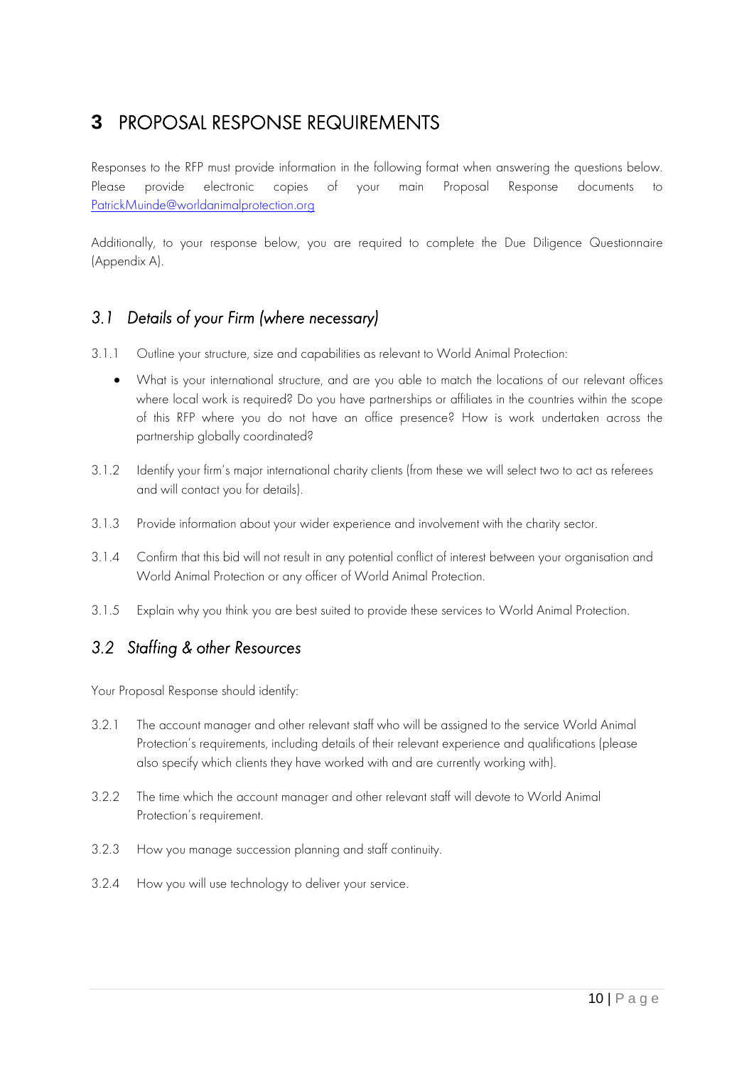# 3 PROPOSAL RESPONSE REQUIREMENTS

Responses to the RFP must provide information in the following format when answering the questions below. Please provide electronic copies of your main Proposal Response documents to PatrickMuinde@worldanimalprotection.org

Additionally, to your response below, you are required to complete the Due Diligence Questionnaire (Appendix A).

## *3.1 Details of your Firm (where necessary)*

3.1.1 Outline your structure, size and capabilities as relevant to World Animal Protection:

- What is your international structure, and are you able to match the locations of our relevant offices where local work is required? Do you have partnerships or affiliates in the countries within the scope of this RFP where you do not have an office presence? How is work undertaken across the partnership globally coordinated?

3.1.2 Identify your firm's major international charity clients (from these we will select two to act as referees and will contact you for details).

3.1.3 Provide information about your wider experience and involvement with the charity sector.

3.1.4 Confirm that this bid will not result in any potential conflict of interest between your organisation and World Animal Protection or any officer of World Animal Protection.

3.1.5 Explain why you think you are best suited to provide these services to World Animal Protection.

## *3.2 Staffing & other Resources*

Your Proposal Response should identify:

3.2.1 The account manager and other relevant staff who will be assigned to the service World Animal Protection's requirements, including details of their relevant experience and qualifications (please also specify which clients they have worked with and are currently working with).

3.2.2 The time which the account manager and other relevant staff will devote to World Animal Protection's requirement.

3.2.3 How you manage succession planning and staff continuity.

3.2.4 How you will use technology to deliver your service.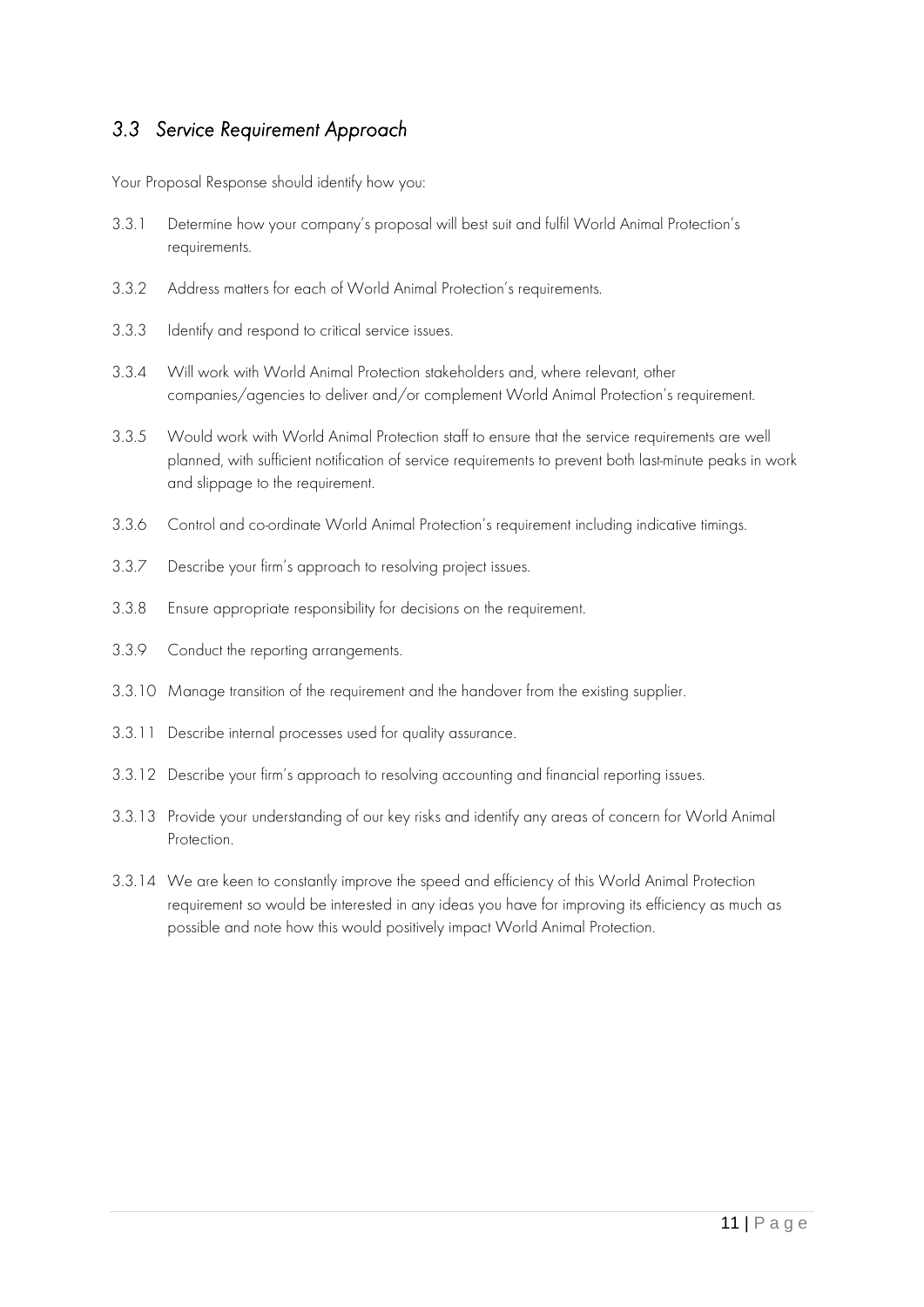## *3.3 Service Requirement Approach*

Your Proposal Response should identify how you:

3.3.1 Determine how your company's proposal will best suit and fulfil World Animal Protection's requirements.

3.3.2 Address matters for each of World Animal Protection's requirements.

3.3.3 Identify and respond to critical service issues.

3.3.4 Will work with World Animal Protection stakeholders and, where relevant, other companies/agencies to deliver and/or complement World Animal Protection's requirement.

3.3.5 Would work with World Animal Protection staff to ensure that the service requirements are well planned, with sufficient notification of service requirements to prevent both last-minute peaks in work and slippage to the requirement.

3.3.6 Control and co-ordinate World Animal Protection's requirement including indicative timings.

3.3.7 Describe your firm's approach to resolving project issues.

3.3.8 Ensure appropriate responsibility for decisions on the requirement.

3.3.9 Conduct the reporting arrangements.

3.3.10 Manage transition of the requirement and the handover from the existing supplier.

3.3.11 Describe internal processes used for quality assurance.

3.3.12 Describe your firm's approach to resolving accounting and financial reporting issues.

3.3.13 Provide your understanding of our key risks and identify any areas of concern for World Animal Protection.

3.3.14 We are keen to constantly improve the speed and efficiency of this World Animal Protection requirement so would be interested in any ideas you have for improving its efficiency as much as possible and note how this would positively impact World Animal Protection.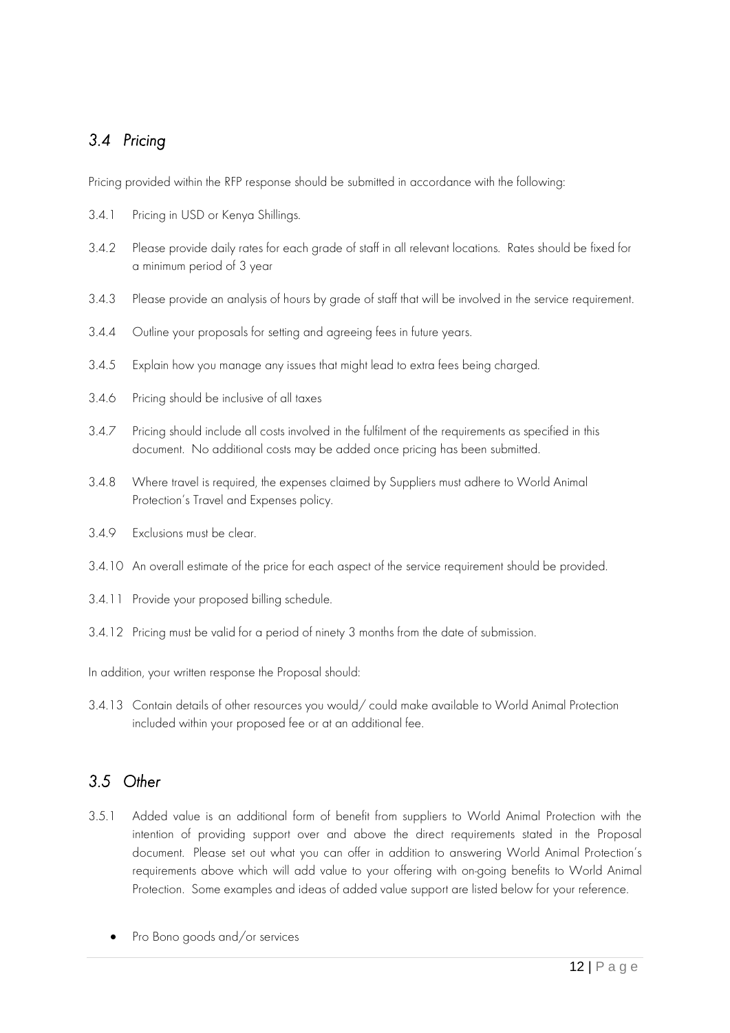## *3.4 Pricing*

Pricing provided within the RFP response should be submitted in accordance with the following:

3.4.1 Pricing in USD or Kenya Shillings.

3.4.2 Please provide daily rates for each grade of staff in all relevant locations. Rates should be fixed for a minimum period of 3 year

3.4.3 Please provide an analysis of hours by grade of staff that will be involved in the service requirement.

3.4.4 Outline your proposals for setting and agreeing fees in future years.

3.4.5 Explain how you manage any issues that might lead to extra fees being charged.

3.4.6 Pricing should be inclusive of all taxes

3.4.7 Pricing should include all costs involved in the fulfilment of the requirements as specified in this document. No additional costs may be added once pricing has been submitted.

3.4.8 Where travel is required, the expenses claimed by Suppliers must adhere to World Animal Protection's Travel and Expenses policy.

3.4.9 Exclusions must be clear.

3.4.10 An overall estimate of the price for each aspect of the service requirement should be provided.

3.4.11 Provide your proposed billing schedule.

3.4.12 Pricing must be valid for a period of ninety 3 months from the date of submission.

In addition, your written response the Proposal should:

3.4.13 Contain details of other resources you would/ could make available to World Animal Protection included within your proposed fee or at an additional fee.

## *3.5 Other*

3.5.1 Added value is an additional form of benefit from suppliers to World Animal Protection with the intention of providing support over and above the direct requirements stated in the Proposal document. Please set out what you can offer in addition to answering World Animal Protection's requirements above which will add value to your offering with on-going benefits to World Animal Protection. Some examples and ideas of added value support are listed below for your reference.

- Pro Bono goods and/or services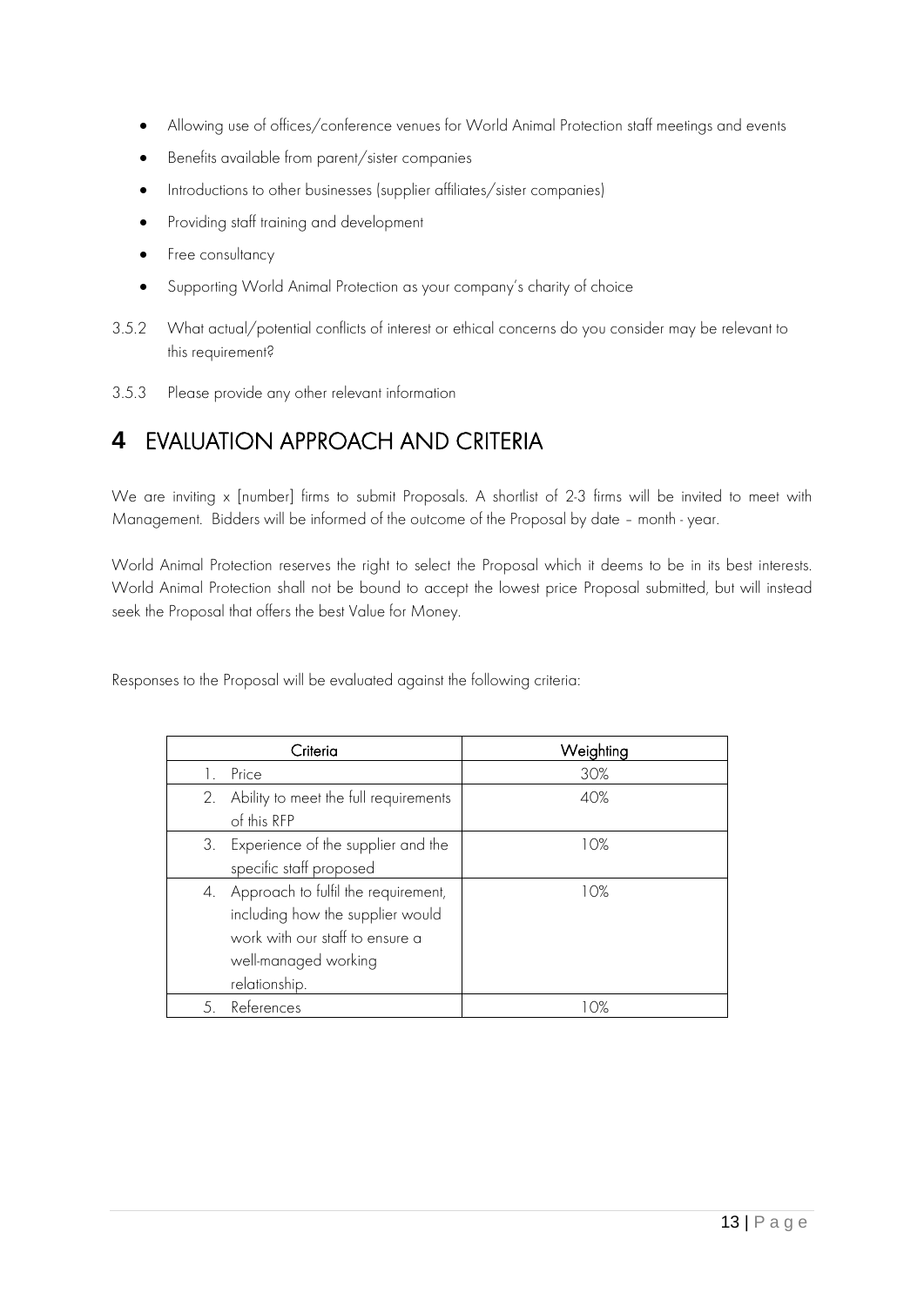- Allowing use of offices/conference venues for World Animal Protection staff meetings and events
- Benefits available from parent/sister companies
- Introductions to other businesses (supplier affiliates/sister companies)
- Providing staff training and development
- Free consultancy
- Supporting World Animal Protection as your company's charity of choice

3.5.2 What actual/potential conflicts of interest or ethical concerns do you consider may be relevant to this requirement?

3.5.3 Please provide any other relevant information

# 4 EVALUATION APPROACH AND CRITERIA

We are inviting x [number] firms to submit Proposals. A shortlist of 2-3 firms will be invited to meet with Management. Bidders will be informed of the outcome of the Proposal by date – month - year.

World Animal Protection reserves the right to select the Proposal which it deems to be in its best interests. World Animal Protection shall not be bound to accept the lowest price Proposal submitted, but will instead seek the Proposal that offers the best Value for Money.

Responses to the Proposal will be evaluated against the following criteria:

| Criteria | Weighting |
|---|---|
| 1. Price | 30% |
| 2. Ability to meet the full requirements of this RFP | 40% |
| 3. Experience of the supplier and the specific staff proposed | 10% |
| 4. Approach to fulfil the requirement, including how the supplier would work with our staff to ensure a well-managed working relationship. | 10% |
| 5. References | 10% |